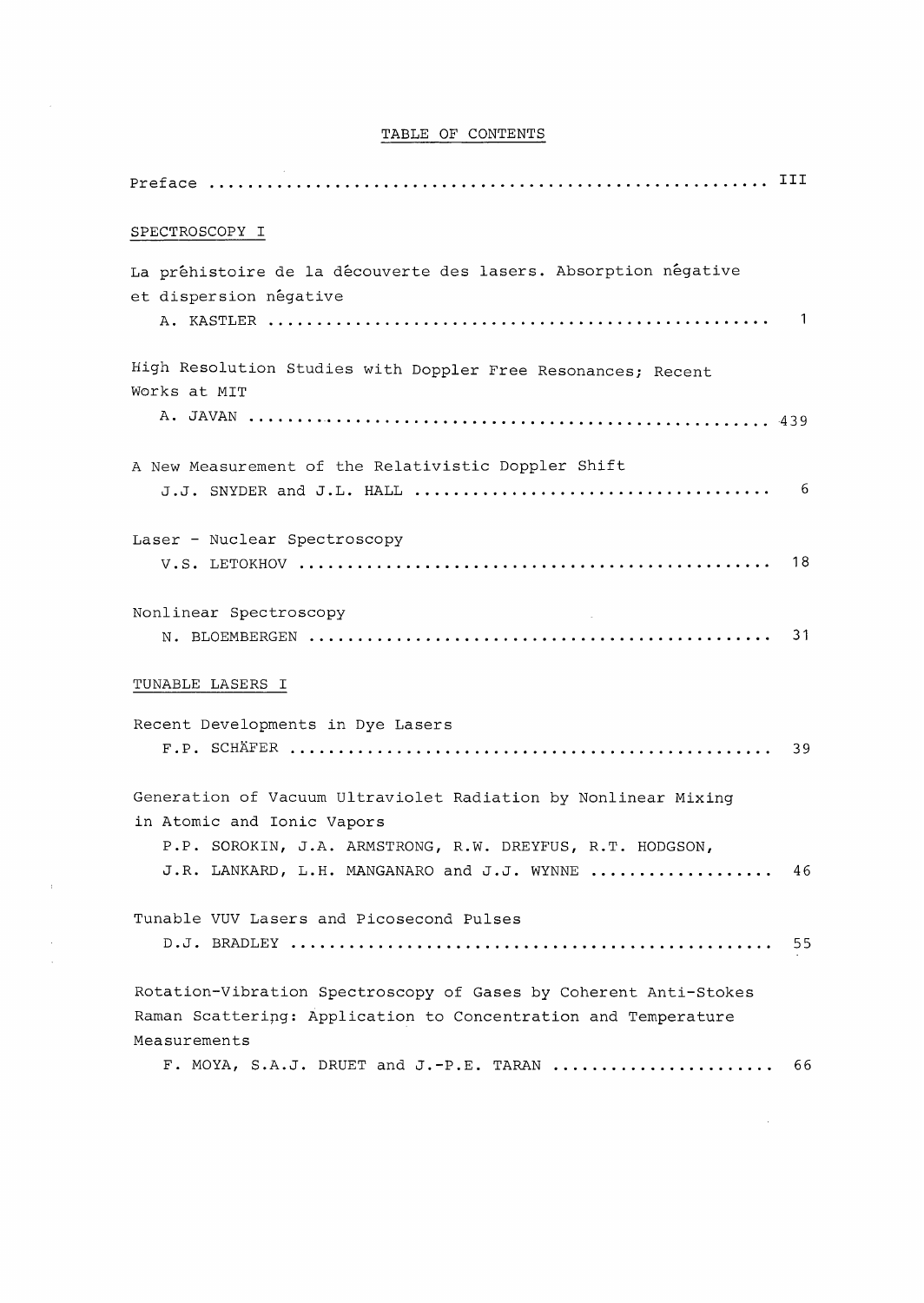# TABLE OF CONTENTS

Preface ........................................................ III

## SPECTROSCOPY I

La préhistoire de la découverte des lasers. Absorption négative et dispersion négative
A. KASTLER ........................................................ 1

High Resolution Studies with Doppler Free Resonances; Recent Works at MIT
A. JAVAN ........................................................ 439

A New Measurement of the Relativistic Doppler Shift
J.J. SNYDER and J.L. HALL ........................................................ 6

Laser - Nuclear Spectroscopy
V.S. LETOKHOV ........................................................ 18

Nonlinear Spectroscopy
N. BLOEMBERGEN ........................................................ 31

## TUNABLE LASERS I

Recent Developments in Dye Lasers
F.P. SCHÄFER ........................................................ 39

Generation of Vacuum Ultraviolet Radiation by Nonlinear Mixing in Atomic and Ionic Vapors
P.P. SOROKIN, J.A. ARMSTRONG, R.W. DREYFUS, R.T. HODGSON, J.R. LANKARD, L.H. MANGANARO and J.J. WYNNE ........................................................ 46

Tunable VUV Lasers and Picosecond Pulses
D.J. BRADLEY ........................................................ 55

Rotation-Vibration Spectroscopy of Gases by Coherent Anti-Stokes Raman Scattering: Application to Concentration and Temperature Measurements
F. MOYA, S.A.J. DRUET and J.-P.E. TARAN ........................................................ 66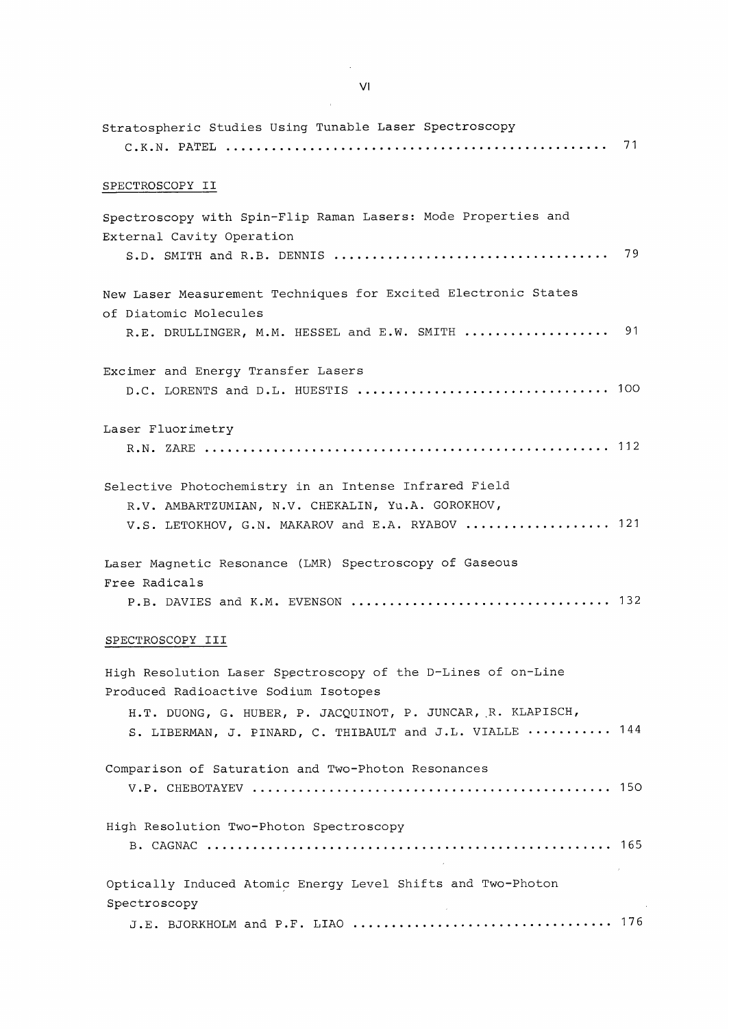Stratospheric Studies Using Tunable Laser Spectroscopy
C.K.N. PATEL ..... 71

## SPECTROSCOPY II

Spectroscopy with Spin-Flip Raman Lasers: Mode Properties and External Cavity Operation
S.D. SMITH and R.B. DENNIS ..... 79

New Laser Measurement Techniques for Excited Electronic States of Diatomic Molecules
R.E. DRULLINGER, M.M. HESSEL and E.W. SMITH ..... 91

Excimer and Energy Transfer Lasers
D.C. LORENTS and D.L. HUESTIS ..... 100

Laser Fluorimetry
R.N. ZARE ..... 112

Selective Photochemistry in an Intense Infrared Field
R.V. AMBARTZUMIAN, N.V. CHEKALIN, Yu.A. GOROKHOV, V.S. LETOKHOV, G.N. MAKAROV and E.A. RYABOV ..... 121

Laser Magnetic Resonance (LMR) Spectroscopy of Gaseous Free Radicals
P.B. DAVIES and K.M. EVENSON ..... 132

## SPECTROSCOPY III

High Resolution Laser Spectroscopy of the D-Lines of on-Line Produced Radioactive Sodium Isotopes
H.T. DUONG, G. HUBER, P. JACQUINOT, P. JUNCAR, R. KLAPISCH, S. LIBERMAN, J. PINARD, C. THIBAULT and J.L. VIALLE ..... 144

Comparison of Saturation and Two-Photon Resonances
V.P. CHEBOTAYEV ..... 150

High Resolution Two-Photon Spectroscopy
B. CAGNAC ..... 165

Optically Induced Atomic Energy Level Shifts and Two-Photon Spectroscopy
J.E. BJORKHOLM and P.F. LIAO ..... 176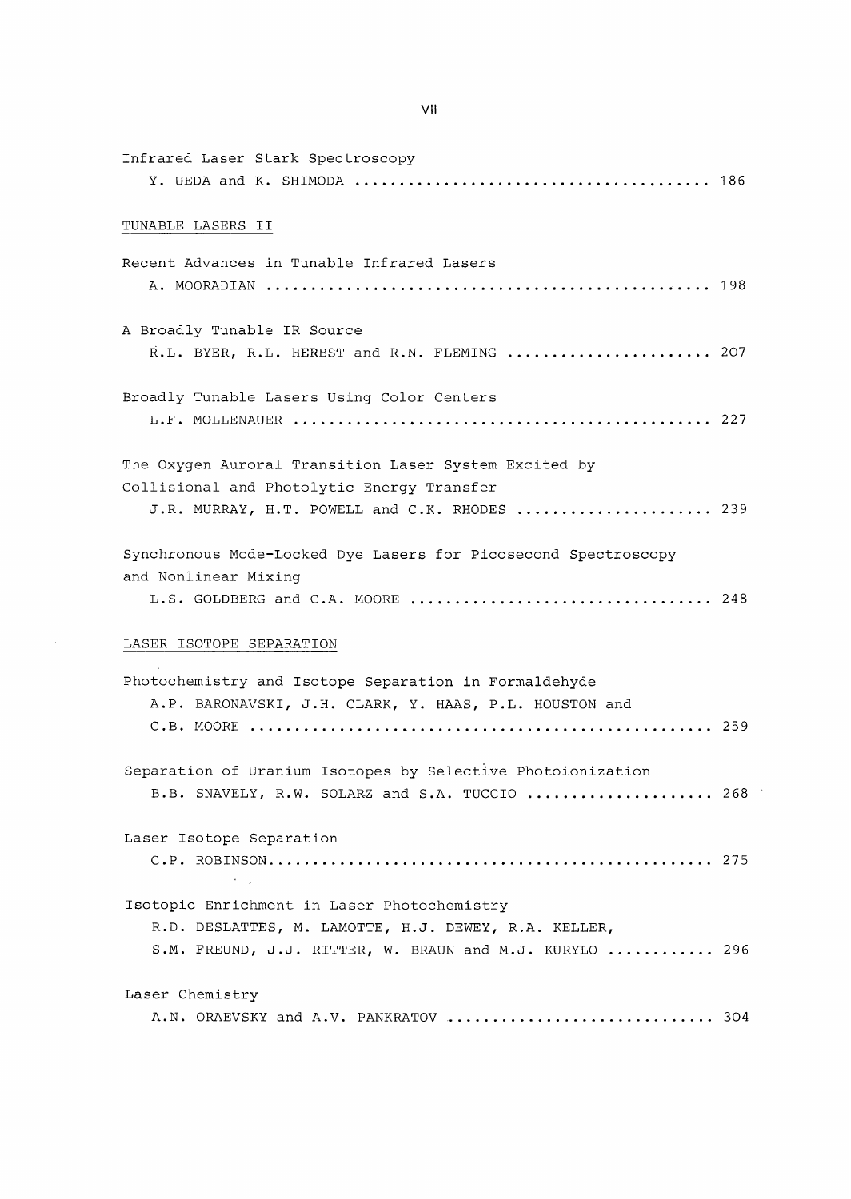Infrared Laser Stark Spectroscopy
Y. UEDA and K. SHIMODA ........................................ 186

TUNABLE LASERS II

Recent Advances in Tunable Infrared Lasers
A. MOORADIAN ................................................. 198

A Broadly Tunable IR Source
R.L. BYER, R.L. HERBST and R.N. FLEMING ....................... 207

Broadly Tunable Lasers Using Color Centers
L.F. MOLLENAUER .............................................. 227

The Oxygen Auroral Transition Laser System Excited by Collisional and Photolytic Energy Transfer
J.R. MURRAY, H.T. POWELL and C.K. RHODES ...................... 239

Synchronous Mode-Locked Dye Lasers for Picosecond Spectroscopy and Nonlinear Mixing
L.S. GOLDBERG and C.A. MOORE .................................. 248

LASER ISOTOPE SEPARATION

Photochemistry and Isotope Separation in Formaldehyde
A.P. BARONAVSKI, J.H. CLARK, Y. HAAS, P.L. HOUSTON and C.B. MOORE .................................................... 259

Separation of Uranium Isotopes by Selective Photoionization
B.B. SNAVELY, R.W. SOLARZ and S.A. TUCCIO ..................... 268

Laser Isotope Separation
C.P. ROBINSON................................................. 275

Isotopic Enrichment in Laser Photochemistry
R.D. DESLATTES, M. LAMOTTE, H.J. DEWEY, R.A. KELLER, S.M. FREUND, J.J. RITTER, W. BRAUN and M.J. KURYLO ............ 296

Laser Chemistry
A.N. ORAEVSKY and A.V. PANKRATOV .............................. 304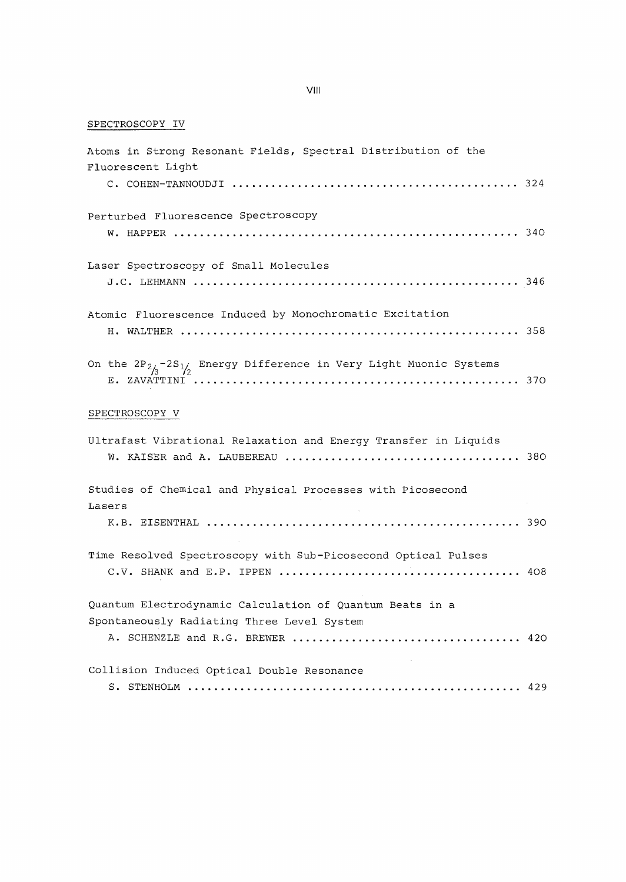## SPECTROSCOPY IV

Atoms in Strong Resonant Fields, Spectral Distribution of the Fluorescent Light
C. COHEN-TANNOUDJI ............................................ 324

Perturbed Fluorescence Spectroscopy
W. HAPPER ..................................................... 340

Laser Spectroscopy of Small Molecules
J.C. LEHMANN .................................................. 346

Atomic Fluorescence Induced by Monochromatic Excitation
H. WALTHER .................................................... 358

On the $2P_{2/3}-2S_{1/2}$ Energy Difference in Very Light Muonic Systems
E. ZAVATTINI .................................................. 370

## SPECTROSCOPY V

Ultrafast Vibrational Relaxation and Energy Transfer in Liquids
W. KAISER and A. LAUBEREAU .................................... 380

Studies of Chemical and Physical Processes with Picosecond Lasers
K.B. EISENTHAL ................................................ 390

Time Resolved Spectroscopy with Sub-Picosecond Optical Pulses
C.V. SHANK and E.P. IPPEN ..................................... 408

Quantum Electrodynamic Calculation of Quantum Beats in a Spontaneously Radiating Three Level System
A. SCHENZLE and R.G. BREWER ................................... 420

Collision Induced Optical Double Resonance
S. STENHOLM ................................................... 429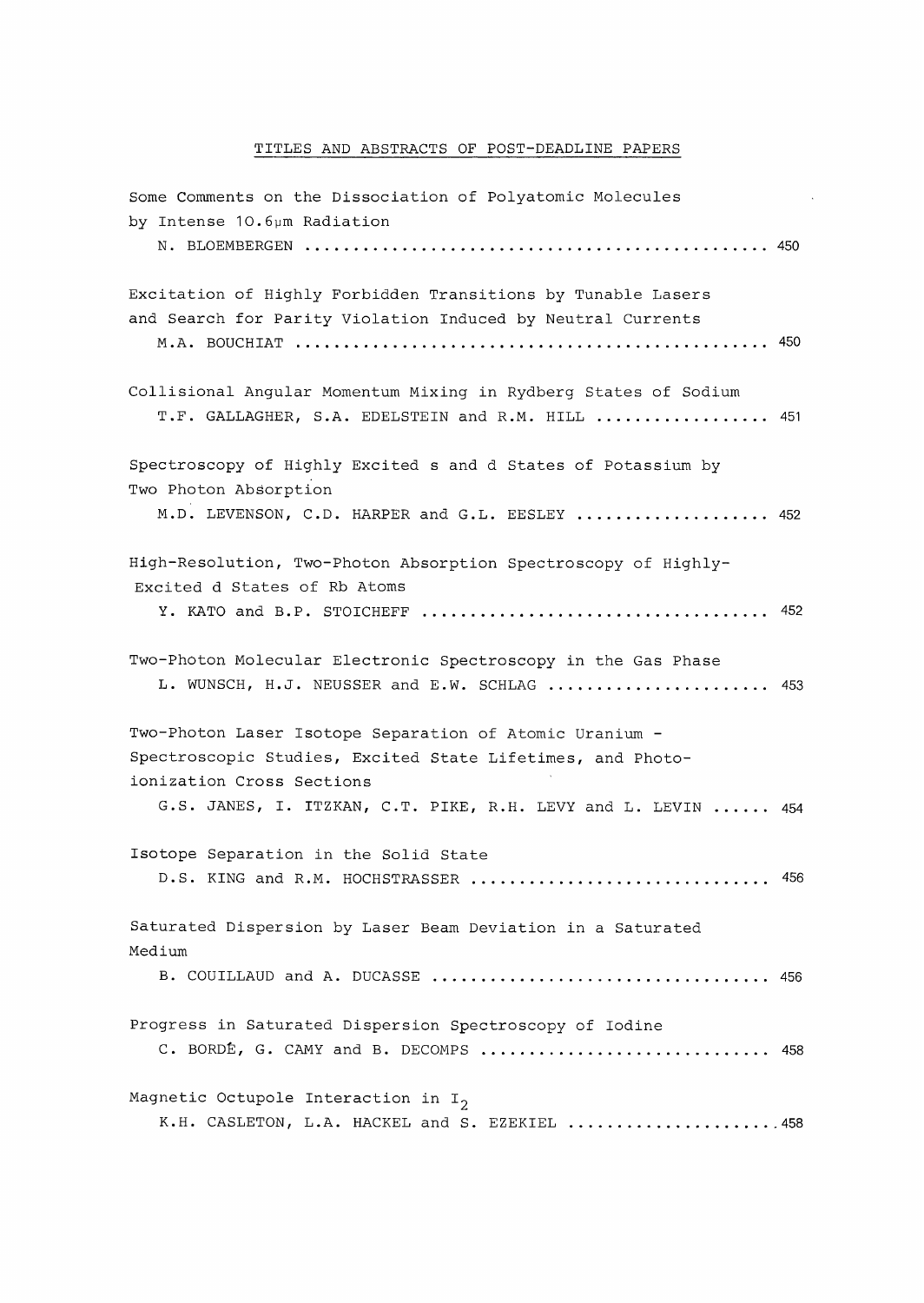# TITLES AND ABSTRACTS OF POST-DEADLINE PAPERS

Some Comments on the Dissociation of Polyatomic Molecules by Intense 10.6μm Radiation
N. BLOEMBERGEN ..... 450

Excitation of Highly Forbidden Transitions by Tunable Lasers and Search for Parity Violation Induced by Neutral Currents
M.A. BOUCHIAT ..... 450

Collisional Angular Momentum Mixing in Rydberg States of Sodium
T.F. GALLAGHER, S.A. EDELSTEIN and R.M. HILL ..... 451

Spectroscopy of Highly Excited s and d States of Potassium by Two Photon Absorption
M.D. LEVENSON, C.D. HARPER and G.L. EESLEY ..... 452

High-Resolution, Two-Photon Absorption Spectroscopy of Highly-Excited d States of Rb Atoms
Y. KATO and B.P. STOICHEFF ..... 452

Two-Photon Molecular Electronic Spectroscopy in the Gas Phase
L. WUNSCH, H.J. NEUSSER and E.W. SCHLAG ..... 453

Two-Photon Laser Isotope Separation of Atomic Uranium - Spectroscopic Studies, Excited State Lifetimes, and Photo-ionization Cross Sections
G.S. JANES, I. ITZKAN, C.T. PIKE, R.H. LEVY and L. LEVIN ..... 454

Isotope Separation in the Solid State
D.S. KING and R.M. HOCHSTRASSER ..... 456

Saturated Dispersion by Laser Beam Deviation in a Saturated Medium
B. COUILLAUD and A. DUCASSE ..... 456

Progress in Saturated Dispersion Spectroscopy of Iodine
C. BORDÉ, G. CAMY and B. DECOMPS ..... 458

Magnetic Octupole Interaction in $I_2$
K.H. CASLETON, L.A. HACKEL and S. EZEKIEL ..... 458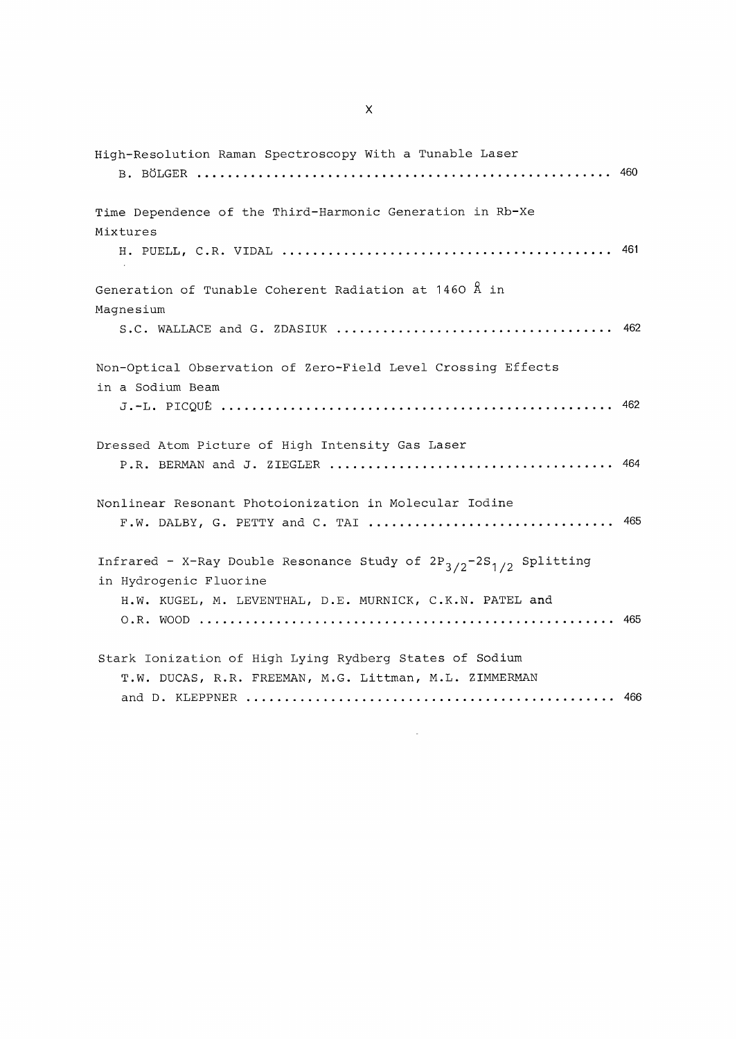High-Resolution Raman Spectroscopy With a Tunable Laser
B. BÖLGER ...................................................... 460

Time Dependence of the Third-Harmonic Generation in Rb-Xe Mixtures
H. PUELL, C.R. VIDAL .......................................... 461

Generation of Tunable Coherent Radiation at 1460 Å in Magnesium
S.C. WALLACE and G. ZDASIUK .................................... 462

Non-Optical Observation of Zero-Field Level Crossing Effects in a Sodium Beam
J.-L. PICQUÉ ................................................... 462

Dressed Atom Picture of High Intensity Gas Laser
P.R. BERMAN and J. ZIEGLER ..................................... 464

Nonlinear Resonant Photoionization in Molecular Iodine
F.W. DALBY, G. PETTY and C. TAI ................................ 465

Infrared - X-Ray Double Resonance Study of $2P_{3/2}$-$2S_{1/2}$ Splitting in Hydrogenic Fluorine
H.W. KUGEL, M. LEVENTHAL, D.E. MURNICK, C.K.N. PATEL and O.R. WOOD ...................................................... 465

Stark Ionization of High Lying Rydberg States of Sodium
T.W. DUCAS, R.R. FREEMAN, M.G. Littman, M.L. ZIMMERMAN and D. KLEPPNER ................................................ 466